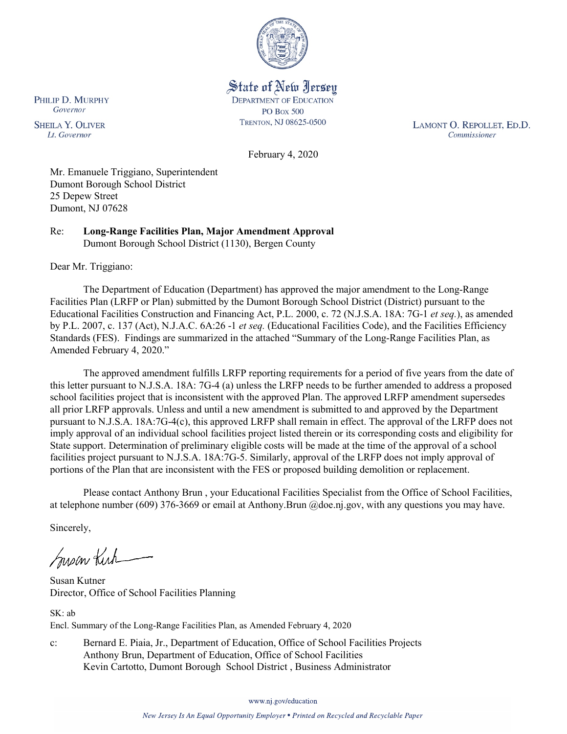State of New Jersey
DEPARTMENT OF EDUCATION
PO BOX 500
TRENTON, NJ 08625-0500

PHILIP D. MURPHY
*Governor*

SHEILA Y. OLIVER
*Lt. Governor*

LAMONT O. REPOLLET, ED.D.
*Commissioner*

February 4, 2020

Mr. Emanuele Triggiano, Superintendent
Dumont Borough School District
25 Depew Street
Dumont, NJ 07628

Re: **Long-Range Facilities Plan, Major Amendment Approval**
Dumont Borough School District (1130), Bergen County

Dear Mr. Triggiano:

The Department of Education (Department) has approved the major amendment to the Long-Range Facilities Plan (LRFP or Plan) submitted by the Dumont Borough School District (District) pursuant to the Educational Facilities Construction and Financing Act, P.L. 2000, c. 72 (N.J.S.A. 18A: 7G-1 *et seq.*), as amended by P.L. 2007, c. 137 (Act), N.J.A.C. 6A:26 -1 *et seq.* (Educational Facilities Code), and the Facilities Efficiency Standards (FES). Findings are summarized in the attached "Summary of the Long-Range Facilities Plan, as Amended February 4, 2020."

The approved amendment fulfills LRFP reporting requirements for a period of five years from the date of this letter pursuant to N.J.S.A. 18A: 7G-4 (a) unless the LRFP needs to be further amended to address a proposed school facilities project that is inconsistent with the approved Plan. The approved LRFP amendment supersedes all prior LRFP approvals. Unless and until a new amendment is submitted to and approved by the Department pursuant to N.J.S.A. 18A:7G-4(c), this approved LRFP shall remain in effect. The approval of the LRFP does not imply approval of an individual school facilities project listed therein or its corresponding costs and eligibility for State support. Determination of preliminary eligible costs will be made at the time of the approval of a school facilities project pursuant to N.J.S.A. 18A:7G-5. Similarly, approval of the LRFP does not imply approval of portions of the Plan that are inconsistent with the FES or proposed building demolition or replacement.

Please contact Anthony Brun , your Educational Facilities Specialist from the Office of School Facilities, at telephone number (609) 376-3669 or email at Anthony.Brun @doe.nj.gov, with any questions you may have.

Sincerely,

Susan Kutner
Director, Office of School Facilities Planning

SK: ab
Encl. Summary of the Long-Range Facilities Plan, as Amended February 4, 2020

c: Bernard E. Piaia, Jr., Department of Education, Office of School Facilities Projects
Anthony Brun, Department of Education, Office of School Facilities
Kevin Cartotto, Dumont Borough School District , Business Administrator

www.nj.gov/education

*New Jersey Is An Equal Opportunity Employer • Printed on Recycled and Recyclable Paper*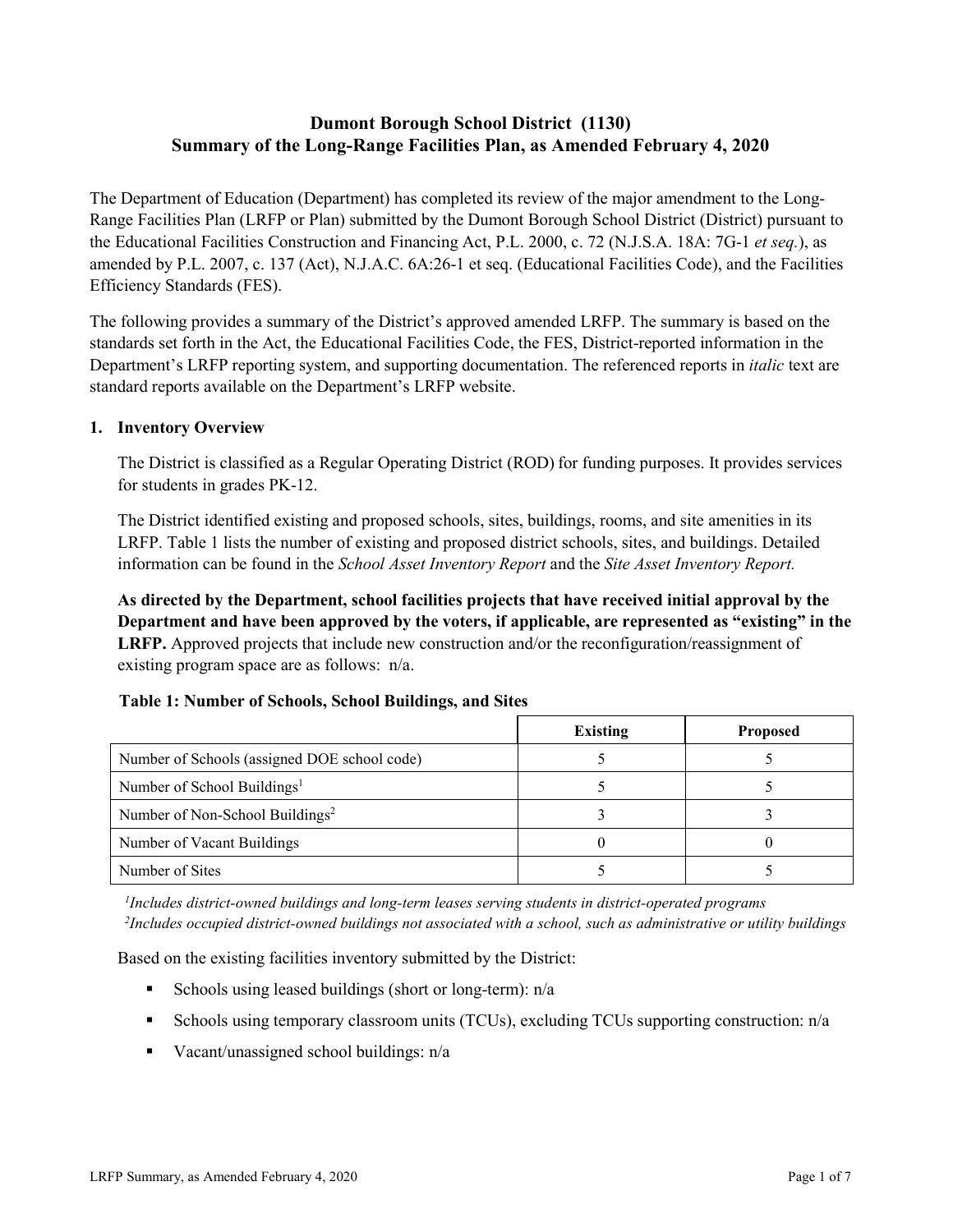# Dumont Borough School District (1130)
# Summary of the Long-Range Facilities Plan, as Amended February 4, 2020

The Department of Education (Department) has completed its review of the major amendment to the Long-Range Facilities Plan (LRFP or Plan) submitted by the Dumont Borough School District (District) pursuant to the Educational Facilities Construction and Financing Act, P.L. 2000, c. 72 (N.J.S.A. 18A: 7G-1 *et seq.*), as amended by P.L. 2007, c. 137 (Act), N.J.A.C. 6A:26-1 et seq. (Educational Facilities Code), and the Facilities Efficiency Standards (FES).

The following provides a summary of the District's approved amended LRFP. The summary is based on the standards set forth in the Act, the Educational Facilities Code, the FES, District-reported information in the Department's LRFP reporting system, and supporting documentation. The referenced reports in *italic* text are standard reports available on the Department's LRFP website.

## 1. Inventory Overview

The District is classified as a Regular Operating District (ROD) for funding purposes. It provides services for students in grades PK-12.

The District identified existing and proposed schools, sites, buildings, rooms, and site amenities in its LRFP. Table 1 lists the number of existing and proposed district schools, sites, and buildings. Detailed information can be found in the *School Asset Inventory Report* and the *Site Asset Inventory Report.*

**As directed by the Department, school facilities projects that have received initial approval by the Department and have been approved by the voters, if applicable, are represented as "existing" in the LRFP.** Approved projects that include new construction and/or the reconfiguration/reassignment of existing program space are as follows: n/a.

**Table 1: Number of Schools, School Buildings, and Sites**

| | Existing | Proposed |
|---|---|---|
| Number of Schools (assigned DOE school code) | 5 | 5 |
| Number of School Buildings[1] | 5 | 5 |
| Number of Non-School Buildings[2] | 3 | 3 |
| Number of Vacant Buildings | 0 | 0 |
| Number of Sites | 5 | 5 |

*[1]Includes district-owned buildings and long-term leases serving students in district-operated programs*
*[2]Includes occupied district-owned buildings not associated with a school, such as administrative or utility buildings*

Based on the existing facilities inventory submitted by the District:

- Schools using leased buildings (short or long-term): n/a
- Schools using temporary classroom units (TCUs), excluding TCUs supporting construction: n/a
- Vacant/unassigned school buildings: n/a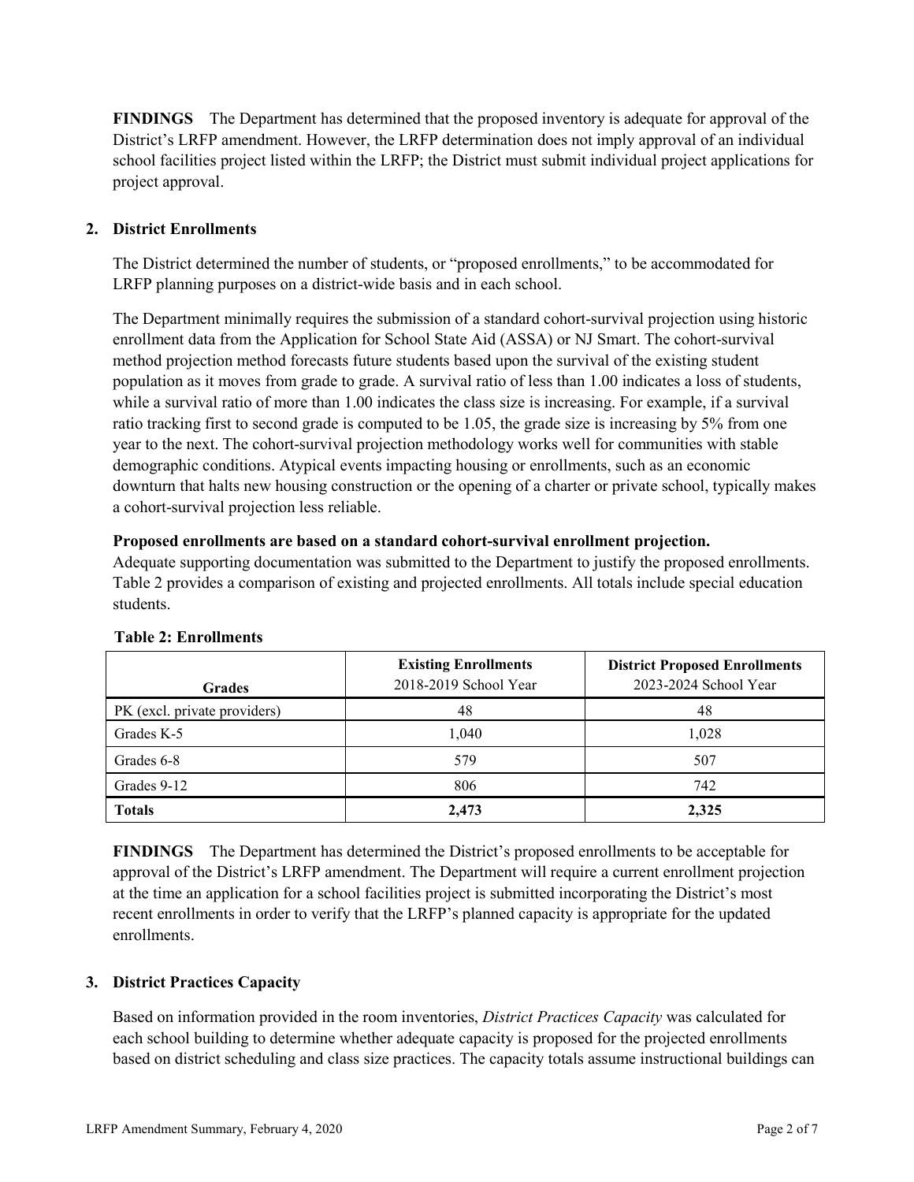**FINDINGS** The Department has determined that the proposed inventory is adequate for approval of the District's LRFP amendment. However, the LRFP determination does not imply approval of an individual school facilities project listed within the LRFP; the District must submit individual project applications for project approval.

## 2. District Enrollments

The District determined the number of students, or "proposed enrollments," to be accommodated for LRFP planning purposes on a district-wide basis and in each school.

The Department minimally requires the submission of a standard cohort-survival projection using historic enrollment data from the Application for School State Aid (ASSA) or NJ Smart. The cohort-survival method projection method forecasts future students based upon the survival of the existing student population as it moves from grade to grade. A survival ratio of less than 1.00 indicates a loss of students, while a survival ratio of more than 1.00 indicates the class size is increasing. For example, if a survival ratio tracking first to second grade is computed to be 1.05, the grade size is increasing by 5% from one year to the next. The cohort-survival projection methodology works well for communities with stable demographic conditions. Atypical events impacting housing or enrollments, such as an economic downturn that halts new housing construction or the opening of a charter or private school, typically makes a cohort-survival projection less reliable.

**Proposed enrollments are based on a standard cohort-survival enrollment projection.**
Adequate supporting documentation was submitted to the Department to justify the proposed enrollments. Table 2 provides a comparison of existing and projected enrollments. All totals include special education students.

**Table 2: Enrollments**

| Grades | **Existing Enrollments** 2018-2019 School Year | **District Proposed Enrollments** 2023-2024 School Year |
|---|---|---|
| PK (excl. private providers) | 48 | 48 |
| Grades K-5 | 1,040 | 1,028 |
| Grades 6-8 | 579 | 507 |
| Grades 9-12 | 806 | 742 |
| **Totals** | **2,473** | **2,325** |

**FINDINGS** The Department has determined the District's proposed enrollments to be acceptable for approval of the District's LRFP amendment. The Department will require a current enrollment projection at the time an application for a school facilities project is submitted incorporating the District's most recent enrollments in order to verify that the LRFP's planned capacity is appropriate for the updated enrollments.

## 3. District Practices Capacity

Based on information provided in the room inventories, *District Practices Capacity* was calculated for each school building to determine whether adequate capacity is proposed for the projected enrollments based on district scheduling and class size practices. The capacity totals assume instructional buildings can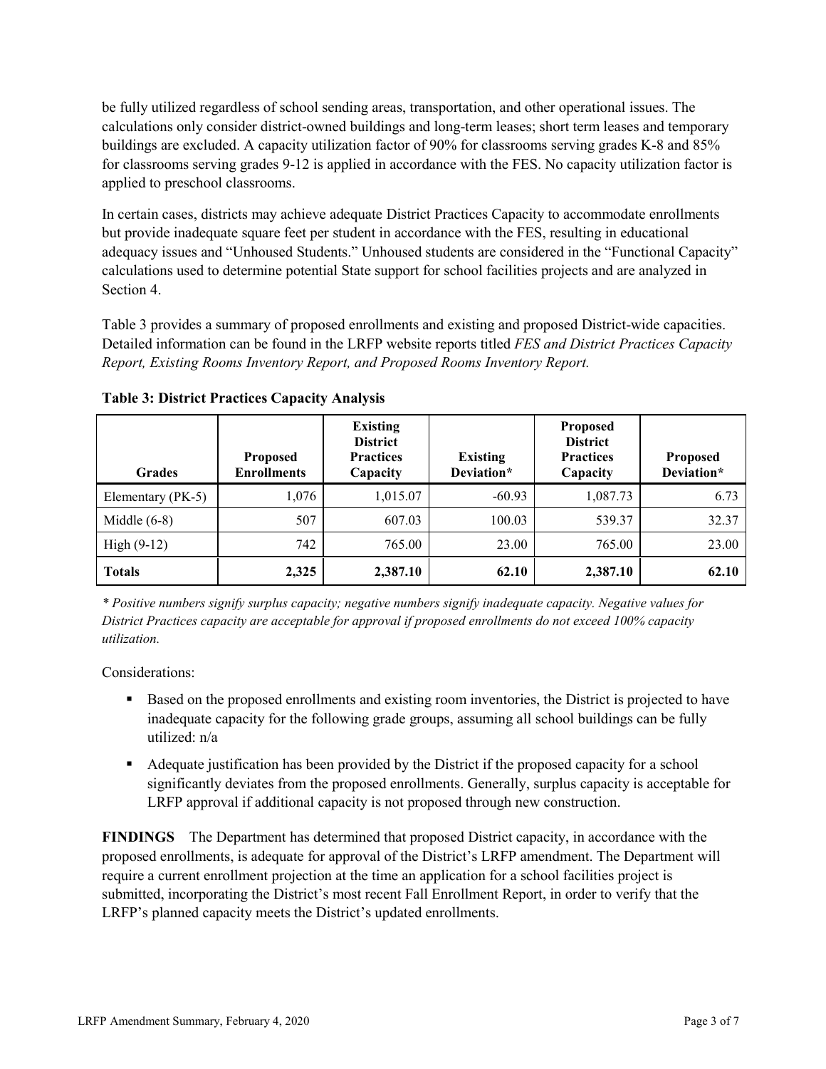be fully utilized regardless of school sending areas, transportation, and other operational issues. The calculations only consider district-owned buildings and long-term leases; short term leases and temporary buildings are excluded. A capacity utilization factor of 90% for classrooms serving grades K-8 and 85% for classrooms serving grades 9-12 is applied in accordance with the FES. No capacity utilization factor is applied to preschool classrooms.

In certain cases, districts may achieve adequate District Practices Capacity to accommodate enrollments but provide inadequate square feet per student in accordance with the FES, resulting in educational adequacy issues and "Unhoused Students." Unhoused students are considered in the "Functional Capacity" calculations used to determine potential State support for school facilities projects and are analyzed in Section 4.

Table 3 provides a summary of proposed enrollments and existing and proposed District-wide capacities. Detailed information can be found in the LRFP website reports titled *FES and District Practices Capacity Report, Existing Rooms Inventory Report, and Proposed Rooms Inventory Report.*

**Table 3: District Practices Capacity Analysis**

| Grades | Proposed Enrollments | Existing District Practices Capacity | Existing Deviation* | Proposed District Practices Capacity | Proposed Deviation* |
|---|---|---|---|---|---|
| Elementary (PK-5) | 1,076 | 1,015.07 | -60.93 | 1,087.73 | 6.73 |
| Middle (6-8) | 507 | 607.03 | 100.03 | 539.37 | 32.37 |
| High (9-12) | 742 | 765.00 | 23.00 | 765.00 | 23.00 |
| **Totals** | **2,325** | **2,387.10** | **62.10** | **2,387.10** | **62.10** |

*\* Positive numbers signify surplus capacity; negative numbers signify inadequate capacity. Negative values for District Practices capacity are acceptable for approval if proposed enrollments do not exceed 100% capacity utilization.*

Considerations:

- Based on the proposed enrollments and existing room inventories, the District is projected to have inadequate capacity for the following grade groups, assuming all school buildings can be fully utilized: n/a
- Adequate justification has been provided by the District if the proposed capacity for a school significantly deviates from the proposed enrollments. Generally, surplus capacity is acceptable for LRFP approval if additional capacity is not proposed through new construction.

**FINDINGS** The Department has determined that proposed District capacity, in accordance with the proposed enrollments, is adequate for approval of the District's LRFP amendment. The Department will require a current enrollment projection at the time an application for a school facilities project is submitted, incorporating the District's most recent Fall Enrollment Report, in order to verify that the LRFP's planned capacity meets the District's updated enrollments.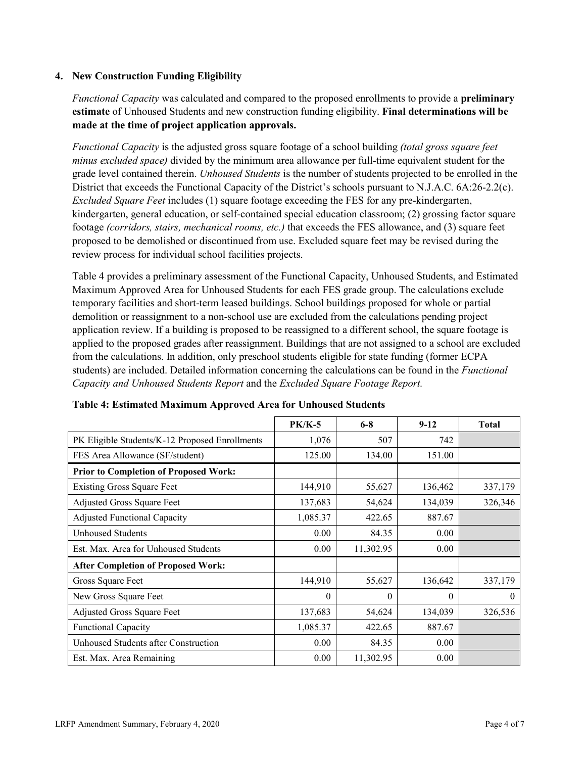### 4. New Construction Funding Eligibility

*Functional Capacity* was calculated and compared to the proposed enrollments to provide a **preliminary estimate** of Unhoused Students and new construction funding eligibility. **Final determinations will be made at the time of project application approvals.**

*Functional Capacity* is the adjusted gross square footage of a school building *(total gross square feet minus excluded space)* divided by the minimum area allowance per full-time equivalent student for the grade level contained therein. *Unhoused Students* is the number of students projected to be enrolled in the District that exceeds the Functional Capacity of the District's schools pursuant to N.J.A.C. 6A:26-2.2(c). *Excluded Square Feet* includes (1) square footage exceeding the FES for any pre-kindergarten, kindergarten, general education, or self-contained special education classroom; (2) grossing factor square footage *(corridors, stairs, mechanical rooms, etc.)* that exceeds the FES allowance, and (3) square feet proposed to be demolished or discontinued from use. Excluded square feet may be revised during the review process for individual school facilities projects.

Table 4 provides a preliminary assessment of the Functional Capacity, Unhoused Students, and Estimated Maximum Approved Area for Unhoused Students for each FES grade group. The calculations exclude temporary facilities and short-term leased buildings. School buildings proposed for whole or partial demolition or reassignment to a non-school use are excluded from the calculations pending project application review. If a building is proposed to be reassigned to a different school, the square footage is applied to the proposed grades after reassignment. Buildings that are not assigned to a school are excluded from the calculations. In addition, only preschool students eligible for state funding (former ECPA students) are included. Detailed information concerning the calculations can be found in the *Functional Capacity and Unhoused Students Report* and the *Excluded Square Footage Report.*

**Table 4: Estimated Maximum Approved Area for Unhoused Students**

| | PK/K-5 | 6-8 | 9-12 | Total |
|---|---|---|---|---|
| PK Eligible Students/K-12 Proposed Enrollments | 1,076 | 507 | 742 | |
| FES Area Allowance (SF/student) | 125.00 | 134.00 | 151.00 | |
| **Prior to Completion of Proposed Work:** | | | | |
| Existing Gross Square Feet | 144,910 | 55,627 | 136,462 | 337,179 |
| Adjusted Gross Square Feet | 137,683 | 54,624 | 134,039 | 326,346 |
| Adjusted Functional Capacity | 1,085.37 | 422.65 | 887.67 | |
| Unhoused Students | 0.00 | 84.35 | 0.00 | |
| Est. Max. Area for Unhoused Students | 0.00 | 11,302.95 | 0.00 | |
| **After Completion of Proposed Work:** | | | | |
| Gross Square Feet | 144,910 | 55,627 | 136,642 | 337,179 |
| New Gross Square Feet | 0 | 0 | 0 | 0 |
| Adjusted Gross Square Feet | 137,683 | 54,624 | 134,039 | 326,536 |
| Functional Capacity | 1,085.37 | 422.65 | 887.67 | |
| Unhoused Students after Construction | 0.00 | 84.35 | 0.00 | |
| Est. Max. Area Remaining | 0.00 | 11,302.95 | 0.00 | |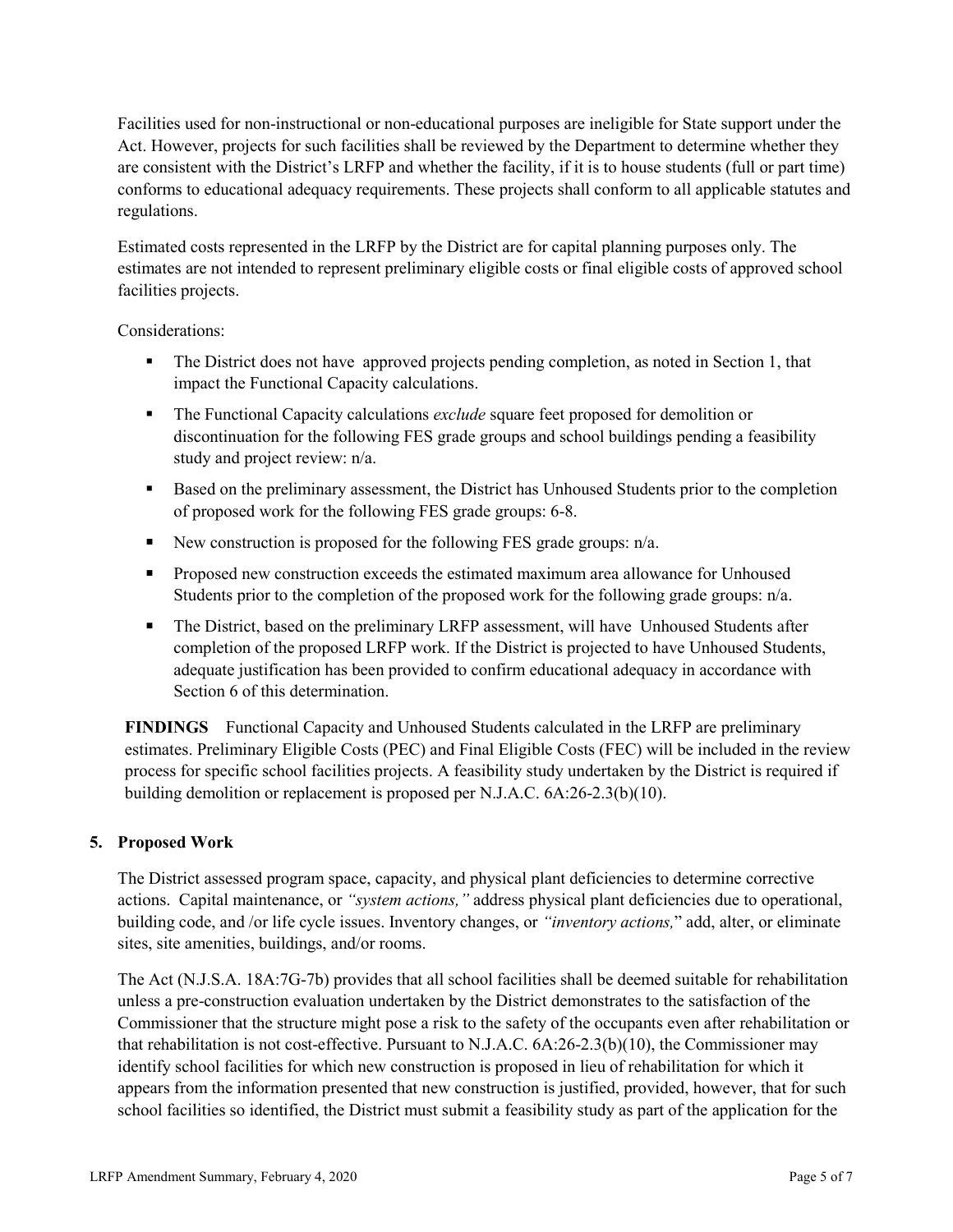Facilities used for non-instructional or non-educational purposes are ineligible for State support under the Act. However, projects for such facilities shall be reviewed by the Department to determine whether they are consistent with the District's LRFP and whether the facility, if it is to house students (full or part time) conforms to educational adequacy requirements. These projects shall conform to all applicable statutes and regulations.

Estimated costs represented in the LRFP by the District are for capital planning purposes only. The estimates are not intended to represent preliminary eligible costs or final eligible costs of approved school facilities projects.

Considerations:

- The District does not have approved projects pending completion, as noted in Section 1, that impact the Functional Capacity calculations.
- The Functional Capacity calculations *exclude* square feet proposed for demolition or discontinuation for the following FES grade groups and school buildings pending a feasibility study and project review: n/a.
- Based on the preliminary assessment, the District has Unhoused Students prior to the completion of proposed work for the following FES grade groups: 6-8.
- New construction is proposed for the following FES grade groups: n/a.
- Proposed new construction exceeds the estimated maximum area allowance for Unhoused Students prior to the completion of the proposed work for the following grade groups: n/a.
- The District, based on the preliminary LRFP assessment, will have Unhoused Students after completion of the proposed LRFP work. If the District is projected to have Unhoused Students, adequate justification has been provided to confirm educational adequacy in accordance with Section 6 of this determination.

**FINDINGS** Functional Capacity and Unhoused Students calculated in the LRFP are preliminary estimates. Preliminary Eligible Costs (PEC) and Final Eligible Costs (FEC) will be included in the review process for specific school facilities projects. A feasibility study undertaken by the District is required if building demolition or replacement is proposed per N.J.A.C. 6A:26-2.3(b)(10).

## 5. Proposed Work

The District assessed program space, capacity, and physical plant deficiencies to determine corrective actions. Capital maintenance, or *"system actions,"* address physical plant deficiencies due to operational, building code, and /or life cycle issues. Inventory changes, or *"inventory actions,"* add, alter, or eliminate sites, site amenities, buildings, and/or rooms.

The Act (N.J.S.A. 18A:7G-7b) provides that all school facilities shall be deemed suitable for rehabilitation unless a pre-construction evaluation undertaken by the District demonstrates to the satisfaction of the Commissioner that the structure might pose a risk to the safety of the occupants even after rehabilitation or that rehabilitation is not cost-effective. Pursuant to N.J.A.C. 6A:26-2.3(b)(10), the Commissioner may identify school facilities for which new construction is proposed in lieu of rehabilitation for which it appears from the information presented that new construction is justified, provided, however, that for such school facilities so identified, the District must submit a feasibility study as part of the application for the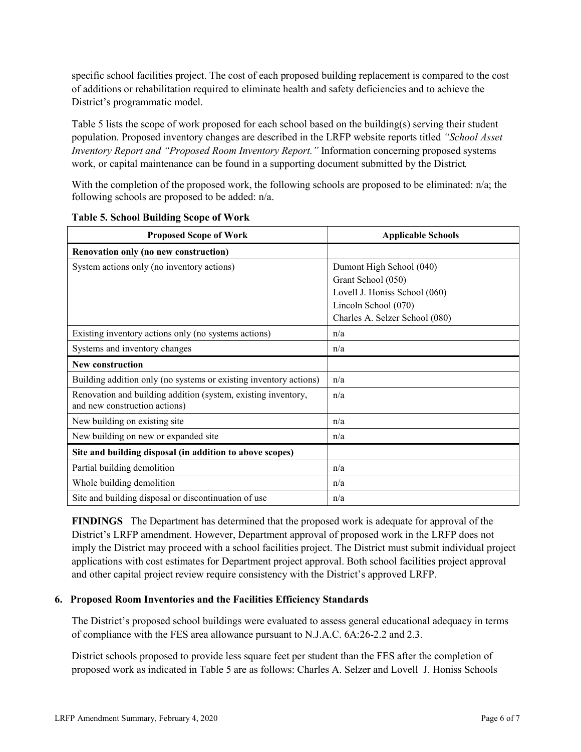specific school facilities project. The cost of each proposed building replacement is compared to the cost of additions or rehabilitation required to eliminate health and safety deficiencies and to achieve the District's programmatic model.

Table 5 lists the scope of work proposed for each school based on the building(s) serving their student population. Proposed inventory changes are described in the LRFP website reports titled *"School Asset Inventory Report and "Proposed Room Inventory Report."* Information concerning proposed systems work, or capital maintenance can be found in a supporting document submitted by the District.

With the completion of the proposed work, the following schools are proposed to be eliminated: n/a; the following schools are proposed to be added: n/a.

**Table 5. School Building Scope of Work**

| Proposed Scope of Work | Applicable Schools |
|---|---|
| **Renovation only (no new construction)** | |
| System actions only (no inventory actions) | Dumont High School (040)<br>Grant School (050)<br>Lovell J. Honiss School (060)<br>Lincoln School (070)<br>Charles A. Selzer School (080) |
| Existing inventory actions only (no systems actions) | n/a |
| Systems and inventory changes | n/a |
| **New construction** | |
| Building addition only (no systems or existing inventory actions) | n/a |
| Renovation and building addition (system, existing inventory, and new construction actions) | n/a |
| New building on existing site | n/a |
| New building on new or expanded site | n/a |
| **Site and building disposal (in addition to above scopes)** | |
| Partial building demolition | n/a |
| Whole building demolition | n/a |
| Site and building disposal or discontinuation of use | n/a |

**FINDINGS** The Department has determined that the proposed work is adequate for approval of the District's LRFP amendment. However, Department approval of proposed work in the LRFP does not imply the District may proceed with a school facilities project. The District must submit individual project applications with cost estimates for Department project approval. Both school facilities project approval and other capital project review require consistency with the District's approved LRFP.

## 6. Proposed Room Inventories and the Facilities Efficiency Standards

The District's proposed school buildings were evaluated to assess general educational adequacy in terms of compliance with the FES area allowance pursuant to N.J.A.C. 6A:26-2.2 and 2.3.

District schools proposed to provide less square feet per student than the FES after the completion of proposed work as indicated in Table 5 are as follows: Charles A. Selzer and Lovell J. Honiss Schools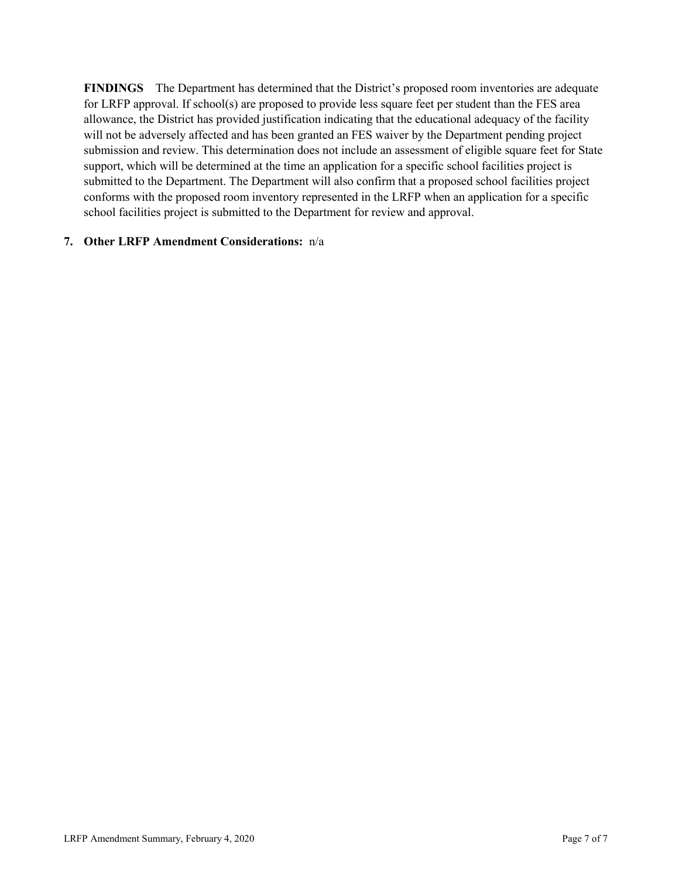**FINDINGS** The Department has determined that the District's proposed room inventories are adequate for LRFP approval. If school(s) are proposed to provide less square feet per student than the FES area allowance, the District has provided justification indicating that the educational adequacy of the facility will not be adversely affected and has been granted an FES waiver by the Department pending project submission and review. This determination does not include an assessment of eligible square feet for State support, which will be determined at the time an application for a specific school facilities project is submitted to the Department. The Department will also confirm that a proposed school facilities project conforms with the proposed room inventory represented in the LRFP when an application for a specific school facilities project is submitted to the Department for review and approval.

**7. Other LRFP Amendment Considerations:** n/a